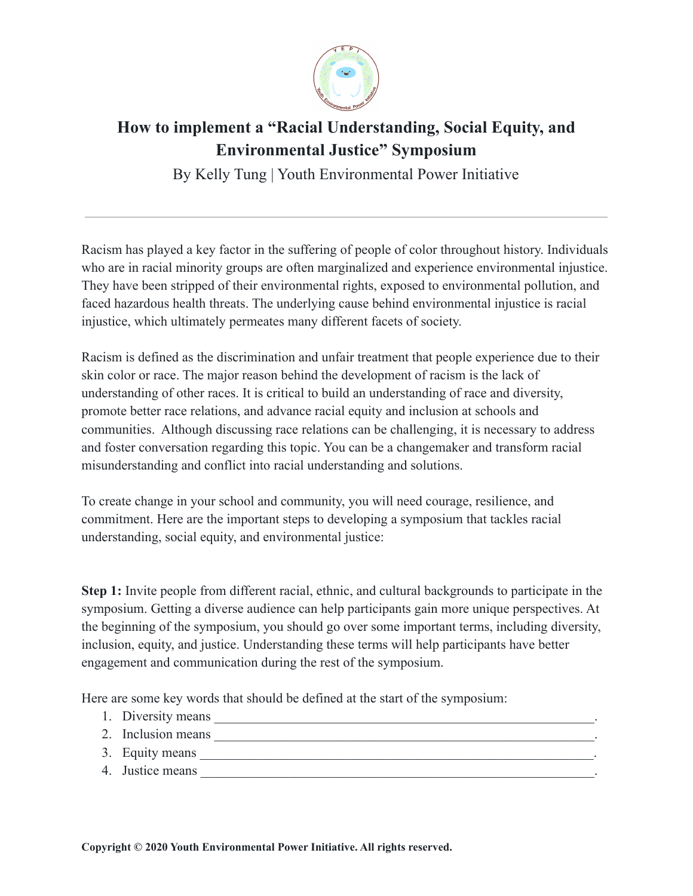# How to implement a "Racial Understanding, Social Equity, and Environmental Justice" Symposium

By Kelly Tung | Youth Environmental Power Initiative

---

Racism has played a key factor in the suffering of people of color throughout history. Individuals who are in racial minority groups are often marginalized and experience environmental injustice. They have been stripped of their environmental rights, exposed to environmental pollution, and faced hazardous health threats. The underlying cause behind environmental injustice is racial injustice, which ultimately permeates many different facets of society.

Racism is defined as the discrimination and unfair treatment that people experience due to their skin color or race. The major reason behind the development of racism is the lack of understanding of other races. It is critical to build an understanding of race and diversity, promote better race relations, and advance racial equity and inclusion at schools and communities. Although discussing race relations can be challenging, it is necessary to address and foster conversation regarding this topic. You can be a changemaker and transform racial misunderstanding and conflict into racial understanding and solutions.

To create change in your school and community, you will need courage, resilience, and commitment. Here are the important steps to developing a symposium that tackles racial understanding, social equity, and environmental justice:

**Step 1:** Invite people from different racial, ethnic, and cultural backgrounds to participate in the symposium. Getting a diverse audience can help participants gain more unique perspectives. At the beginning of the symposium, you should go over some important terms, including diversity, inclusion, equity, and justice. Understanding these terms will help participants have better engagement and communication during the rest of the symposium.

Here are some key words that should be defined at the start of the symposium:

1. Diversity means ____________________________________________________________.
2. Inclusion means ____________________________________________________________.
3. Equity means ______________________________________________________________.
4. Justice means ______________________________________________________________.

**Copyright © 2020 Youth Environmental Power Initiative. All rights reserved.**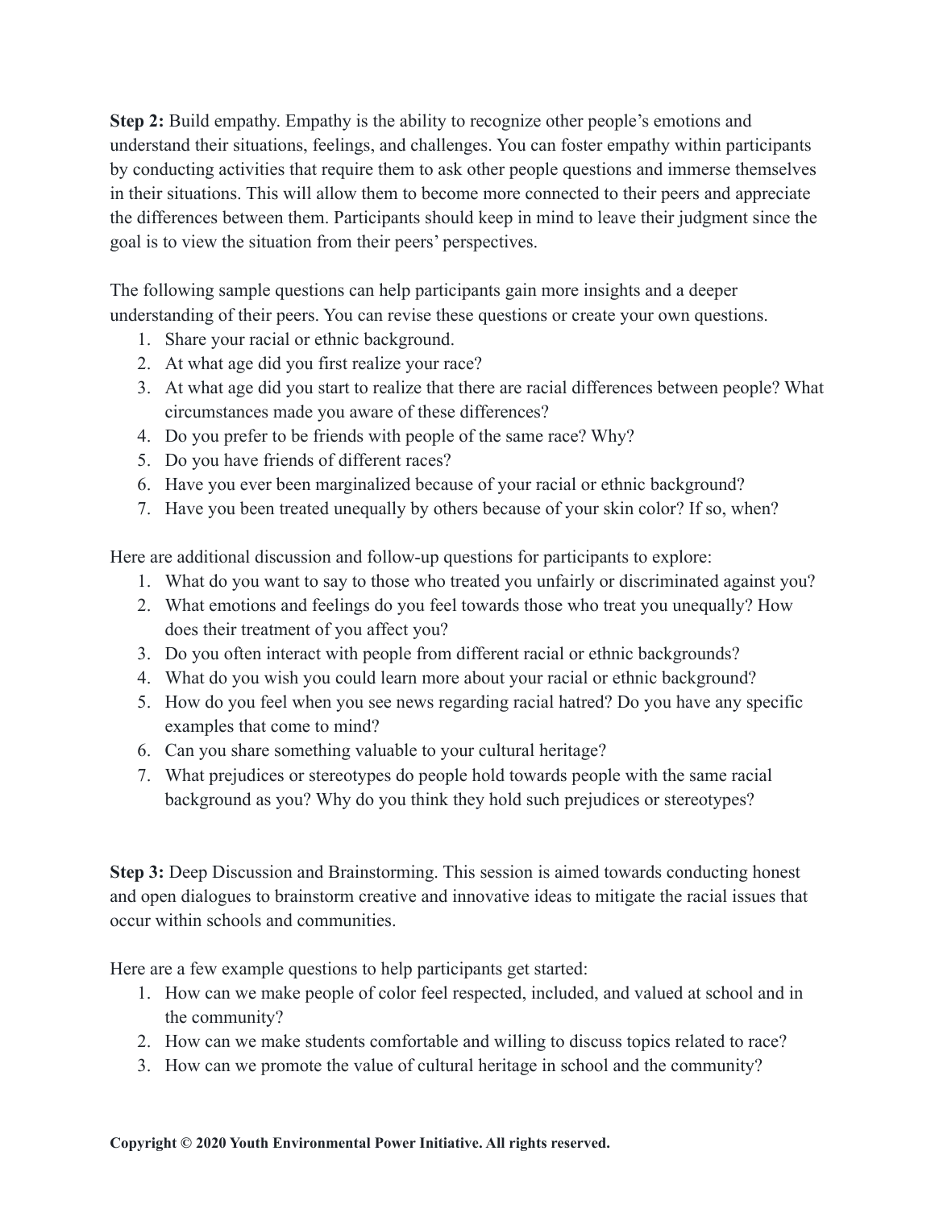**Step 2:** Build empathy. Empathy is the ability to recognize other people's emotions and understand their situations, feelings, and challenges. You can foster empathy within participants by conducting activities that require them to ask other people questions and immerse themselves in their situations. This will allow them to become more connected to their peers and appreciate the differences between them. Participants should keep in mind to leave their judgment since the goal is to view the situation from their peers' perspectives.

The following sample questions can help participants gain more insights and a deeper understanding of their peers. You can revise these questions or create your own questions.

1. Share your racial or ethnic background.
2. At what age did you first realize your race?
3. At what age did you start to realize that there are racial differences between people? What circumstances made you aware of these differences?
4. Do you prefer to be friends with people of the same race? Why?
5. Do you have friends of different races?
6. Have you ever been marginalized because of your racial or ethnic background?
7. Have you been treated unequally by others because of your skin color? If so, when?

Here are additional discussion and follow-up questions for participants to explore:

1. What do you want to say to those who treated you unfairly or discriminated against you?
2. What emotions and feelings do you feel towards those who treat you unequally? How does their treatment of you affect you?
3. Do you often interact with people from different racial or ethnic backgrounds?
4. What do you wish you could learn more about your racial or ethnic background?
5. How do you feel when you see news regarding racial hatred? Do you have any specific examples that come to mind?
6. Can you share something valuable to your cultural heritage?
7. What prejudices or stereotypes do people hold towards people with the same racial background as you? Why do you think they hold such prejudices or stereotypes?

**Step 3:** Deep Discussion and Brainstorming. This session is aimed towards conducting honest and open dialogues to brainstorm creative and innovative ideas to mitigate the racial issues that occur within schools and communities.

Here are a few example questions to help participants get started:

1. How can we make people of color feel respected, included, and valued at school and in the community?
2. How can we make students comfortable and willing to discuss topics related to race?
3. How can we promote the value of cultural heritage in school and the community?

**Copyright © 2020 Youth Environmental Power Initiative. All rights reserved.**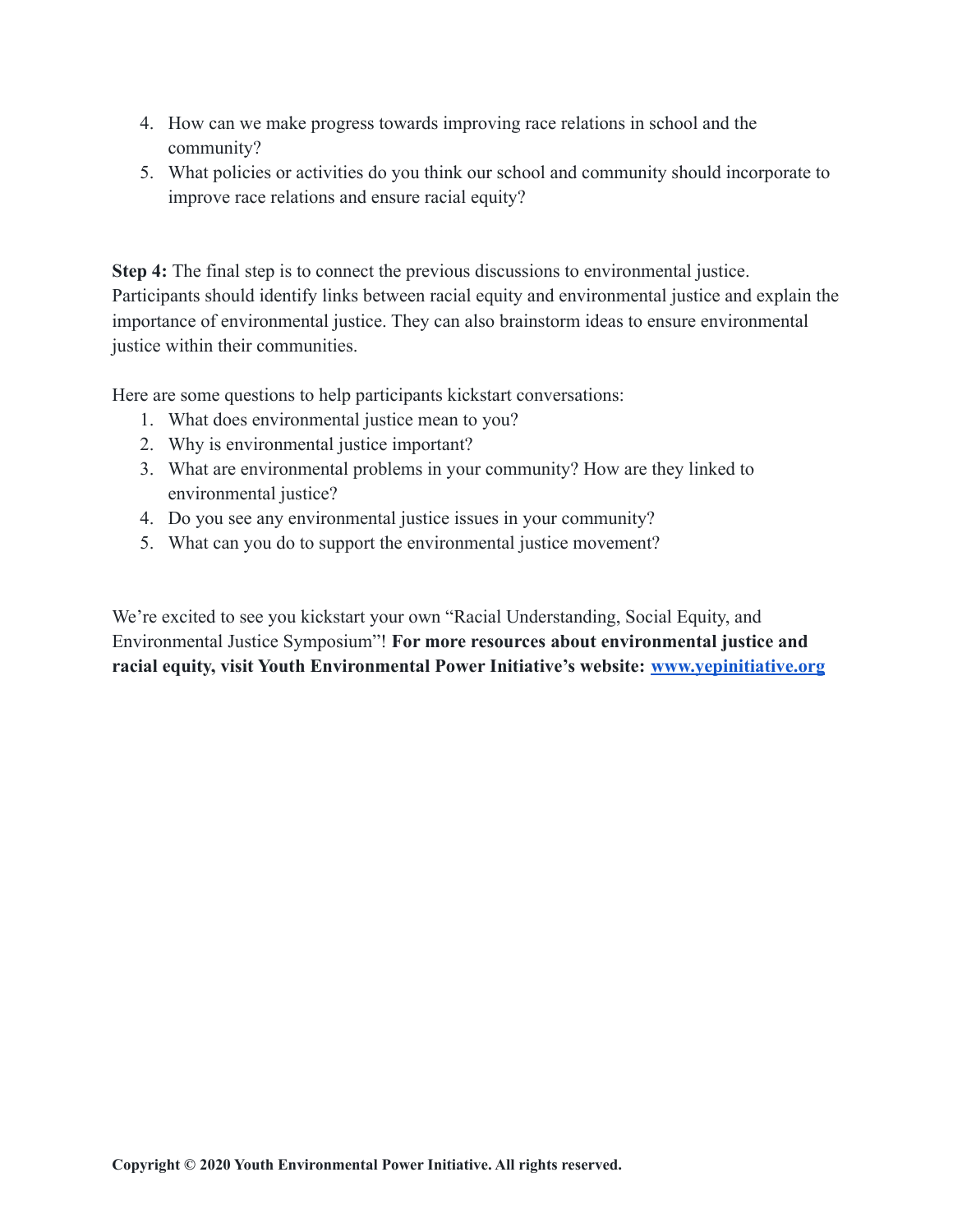4. How can we make progress towards improving race relations in school and the community?
5. What policies or activities do you think our school and community should incorporate to improve race relations and ensure racial equity?

**Step 4:** The final step is to connect the previous discussions to environmental justice. Participants should identify links between racial equity and environmental justice and explain the importance of environmental justice. They can also brainstorm ideas to ensure environmental justice within their communities.

Here are some questions to help participants kickstart conversations:

1. What does environmental justice mean to you?
2. Why is environmental justice important?
3. What are environmental problems in your community? How are they linked to environmental justice?
4. Do you see any environmental justice issues in your community?
5. What can you do to support the environmental justice movement?

We're excited to see you kickstart your own "Racial Understanding, Social Equity, and Environmental Justice Symposium"! **For more resources about environmental justice and racial equity, visit Youth Environmental Power Initiative's website: [www.yepinitiative.org](http://www.yepinitiative.org)**

**Copyright © 2020 Youth Environmental Power Initiative. All rights reserved.**